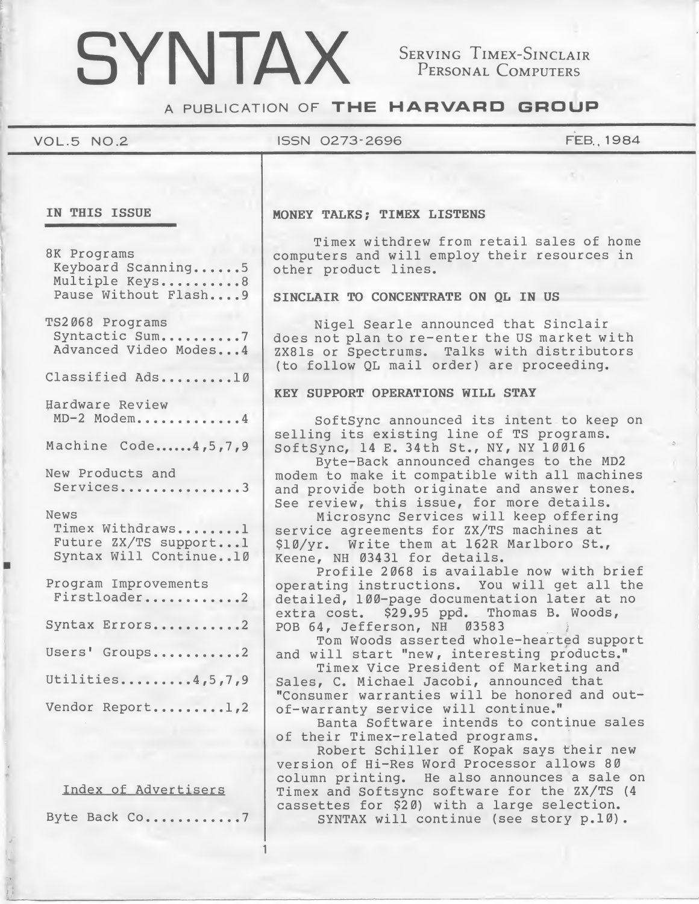# SYNTAX

SERVING TIMEX-SINCLAIR PERSONAL COMPUTERS

A PUBLICATION OF **THE HARVARD GROUP**

VOL.5 NO.2 — ISSN 0273-2696 — FEB. 1984

## IN THIS ISSUE

8K Programs
- Keyboard Scanning......5
- Multiple Keys..........8
- Pause Without Flash....9

TS2068 Programs
- Syntactic Sum..........7
- Advanced Video Modes...4

Classified Ads.........10

Hardware Review
- MD-2 Modem.............4

Machine Code......4,5,7,9

New Products and Services...............3

News
- Timex Withdraws........1
- Future ZX/TS support...1
- Syntax Will Continue..10

Program Improvements
- Firstloader............2

Syntax Errors...........2

Users' Groups...........2

Utilities.........4,5,7,9

Vendor Report.........1,2

### Index of Advertisers

Byte Back Co............7

## MONEY TALKS; TIMEX LISTENS

Timex withdrew from retail sales of home computers and will employ their resources in other product lines.

## SINCLAIR TO CONCENTRATE ON QL IN US

Nigel Searle announced that Sinclair does not plan to re-enter the US market with ZX81s or Spectrums. Talks with distributors (to follow QL mail order) are proceeding.

## KEY SUPPORT OPERATIONS WILL STAY

SoftSync announced its intent to keep on selling its existing line of TS programs. SoftSync, 14 E. 34th St., NY, NY 10016

Byte-Back announced changes to the MD2 modem to make it compatible with all machines and provide both originate and answer tones. See review, this issue, for more details.

Microsync Services will keep offering service agreements for ZX/TS machines at $10/yr. Write them at 162R Marlboro St., Keene, NH 03431 for details.

Profile 2068 is available now with brief operating instructions. You will get all the detailed, 100-page documentation later at no extra cost. $29.95 ppd. Thomas B. Woods, POB 64, Jefferson, NH 03583

Tom Woods asserted whole-hearted support and will start "new, interesting products."

Timex Vice President of Marketing and Sales, C. Michael Jacobi, announced that "Consumer warranties will be honored and out-of-warranty service will continue."

Banta Software intends to continue sales of their Timex-related programs.

Robert Schiller of Kopak says their new version of Hi-Res Word Processor allows 80 column printing. He also announces a sale on Timex and Softsync software for the ZX/TS (4 cassettes for $20) with a large selection.

SYNTAX will continue (see story p.10).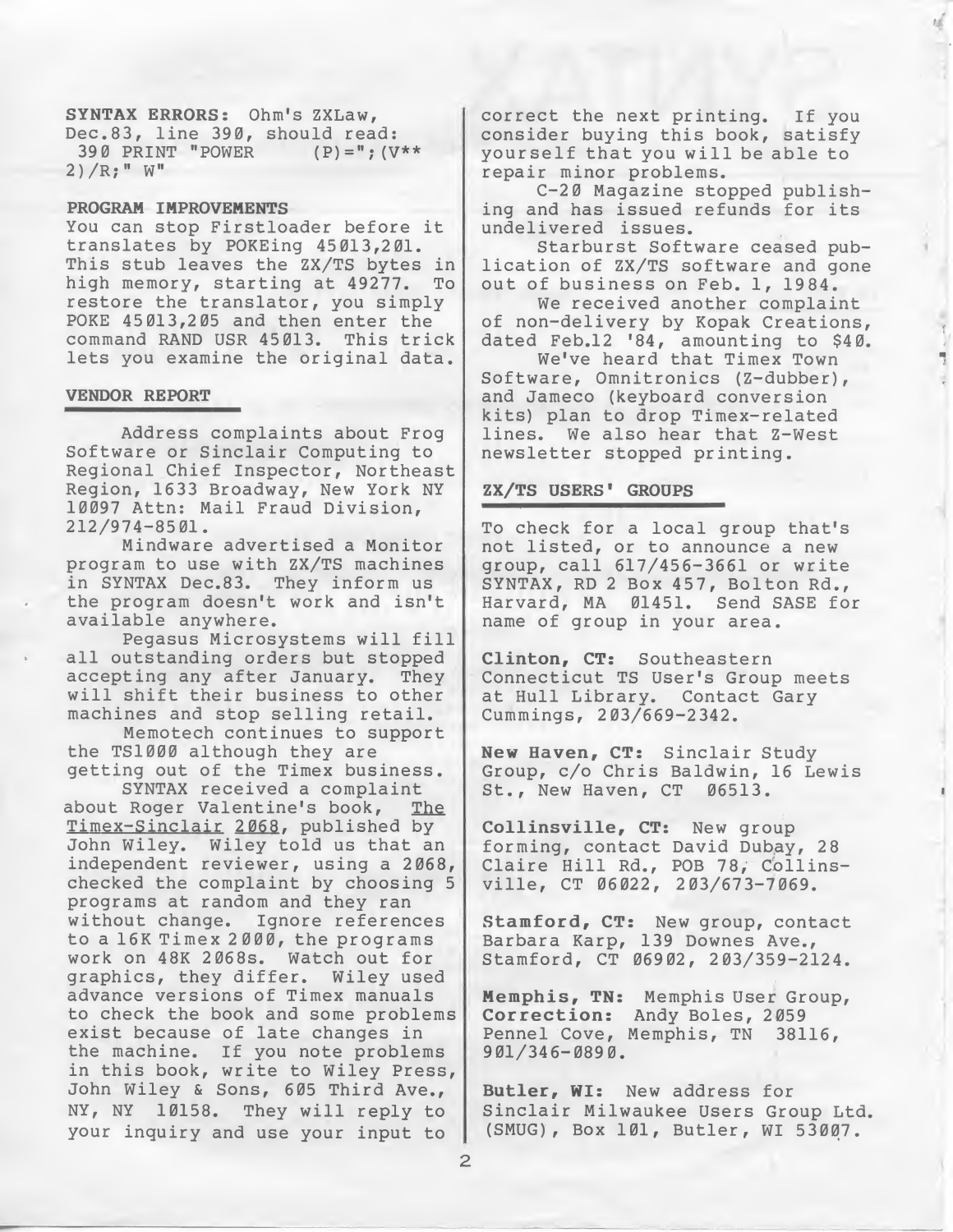**SYNTAX ERRORS:** Ohm's ZXLaw, Dec.83, line 390, should read:

```
 390 PRINT "POWER    (P)=";(V**
2)/R;" W"
```

## PROGRAM IMPROVEMENTS

You can stop Firstloader before it translates by POKEing 45013,201. This stub leaves the ZX/TS bytes in high memory, starting at 49277. To restore the translator, you simply POKE 45013,205 and then enter the command RAND USR 45013. This trick lets you examine the original data.

## VENDOR REPORT

Address complaints about Frog Software or Sinclair Computing to Regional Chief Inspector, Northeast Region, 1633 Broadway, New York NY 10097 Attn: Mail Fraud Division, 212/974-8501.

Mindware advertised a Monitor program to use with ZX/TS machines in SYNTAX Dec.83. They inform us the program doesn't work and isn't available anywhere.

Pegasus Microsystems will fill all outstanding orders but stopped accepting any after January. They will shift their business to other machines and stop selling retail.

Memotech continues to support the TS1000 although they are getting out of the Timex business.

SYNTAX received a complaint about Roger Valentine's book, The Timex-Sinclair 2068, published by John Wiley. Wiley told us that an independent reviewer, using a 2068, checked the complaint by choosing 5 programs at random and they ran without change. Ignore references to a 16K Timex 2000, the programs work on 48K 2068s. Watch out for graphics, they differ. Wiley used advance versions of Timex manuals to check the book and some problems exist because of late changes in the machine. If you note problems in this book, write to Wiley Press, John Wiley & Sons, 605 Third Ave., NY, NY 10158. They will reply to your inquiry and use your input to correct the next printing. If you consider buying this book, satisfy yourself that you will be able to repair minor problems.

C-20 Magazine stopped publishing and has issued refunds for its undelivered issues.

Starburst Software ceased publication of ZX/TS software and gone out of business on Feb. 1, 1984.

We received another complaint of non-delivery by Kopak Creations, dated Feb.12 '84, amounting to $40.

We've heard that Timex Town Software, Omnitronics (Z-dubber), and Jameco (keyboard conversion kits) plan to drop Timex-related lines. We also hear that Z-West newsletter stopped printing.

## ZX/TS USERS' GROUPS

To check for a local group that's not listed, or to announce a new group, call 617/456-3661 or write SYNTAX, RD 2 Box 457, Bolton Rd., Harvard, MA 01451. Send SASE for name of group in your area.

**Clinton, CT:** Southeastern Connecticut TS User's Group meets at Hull Library. Contact Gary Cummings, 203/669-2342.

**New Haven, CT:** Sinclair Study Group, c/o Chris Baldwin, 16 Lewis St., New Haven, CT 06513.

**Collinsville, CT:** New group forming, contact David Dubay, 28 Claire Hill Rd., POB 78, Collinsville, CT 06022, 203/673-7069.

**Stamford, CT:** New group, contact Barbara Karp, 139 Downes Ave., Stamford, CT 06902, 203/359-2124.

**Memphis, TN:** Memphis User Group, **Correction:** Andy Boles, 2059 Pennel Cove, Memphis, TN 38116, 901/346-0890.

**Butler, WI:** New address for Sinclair Milwaukee Users Group Ltd. (SMUG), Box 101, Butler, WI 53007.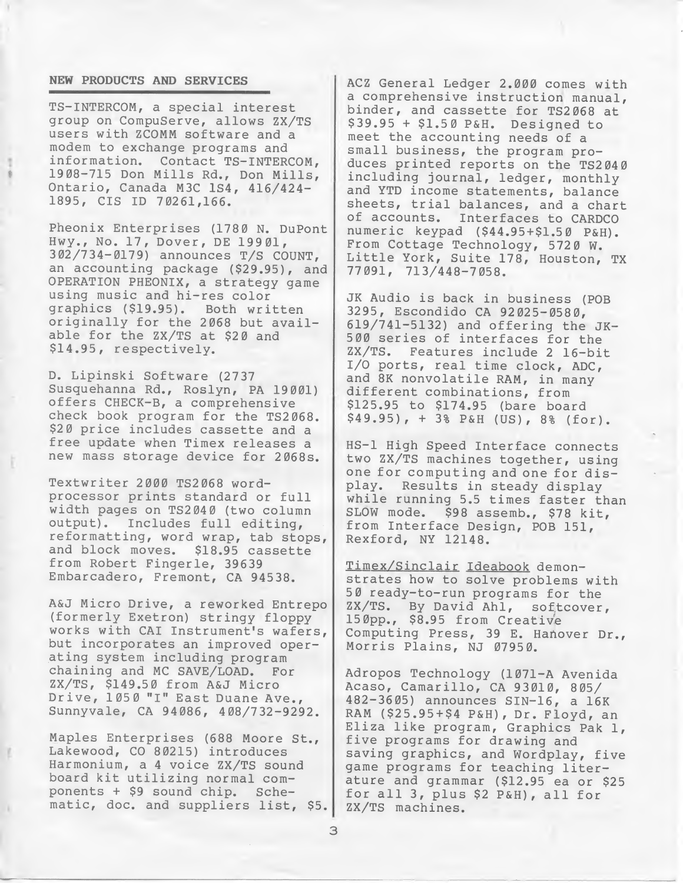## NEW PRODUCTS AND SERVICES

TS-INTERCOM, a special interest group on CompuServe, allows ZX/TS users with ZCOMM software and a modem to exchange programs and information. Contact TS-INTERCOM, 1908-715 Don Mills Rd., Don Mills, Ontario, Canada M3C 1S4, 416/424-1895, CIS ID 70261,166.

Pheonix Enterprises (1780 N. DuPont Hwy., No. 17, Dover, DE 19901, 302/734-0179) announces T/S COUNT, an accounting package ($29.95), and OPERATION PHEONIX, a strategy game using music and hi-res color graphics ($19.95). Both written originally for the 2068 but available for the ZX/TS at $20 and $14.95, respectively.

D. Lipinski Software (2737 Susquehanna Rd., Roslyn, PA 19001) offers CHECK-B, a comprehensive check book program for the TS2068. $20 price includes cassette and a free update when Timex releases a new mass storage device for 2068s.

Textwriter 2000 TS2068 word-processor prints standard or full width pages on TS2040 (two column output). Includes full editing, reformatting, word wrap, tab stops, and block moves. $18.95 cassette from Robert Fingerle, 39639 Embarcadero, Fremont, CA 94538.

A&J Micro Drive, a reworked Entrepo (formerly Exetron) stringy floppy works with CAI Instrument's wafers, but incorporates an improved operating system including program chaining and MC SAVE/LOAD. For ZX/TS, $149.50 from A&J Micro Drive, 1050 "I" East Duane Ave., Sunnyvale, CA 94086, 408/732-9292.

Maples Enterprises (688 Moore St., Lakewood, CO 80215) introduces Harmonium, a 4 voice ZX/TS sound board kit utilizing normal components + $9 sound chip. Schematic, doc. and suppliers list, $5.

ACZ General Ledger 2.000 comes with a comprehensive instruction manual, binder, and cassette for TS2068 at $39.95 + $1.50 P&H. Designed to meet the accounting needs of a small business, the program produces printed reports on the TS2040 including journal, ledger, monthly and YTD income statements, balance sheets, trial balances, and a chart of accounts. Interfaces to CARDCO numeric keypad ($44.95+$1.50 P&H). From Cottage Technology, 5720 W. Little York, Suite 178, Houston, TX 77091, 713/448-7058.

JK Audio is back in business (POB 3295, Escondido CA 92025-0580, 619/741-5132) and offering the JK-500 series of interfaces for the ZX/TS. Features include 2 16-bit I/O ports, real time clock, ADC, and 8K nonvolatile RAM, in many different combinations, from $125.95 to $174.95 (bare board $49.95), + 3% P&H (US), 8% (for).

HS-1 High Speed Interface connects two ZX/TS machines together, using one for computing and one for display. Results in steady display while running 5.5 times faster than SLOW mode. $98 assemb., $78 kit, from Interface Design, POB 151, Rexford, NY 12148.

Timex/Sinclair Ideabook demonstrates how to solve problems with 50 ready-to-run programs for the ZX/TS. By David Ahl, softcover, 150pp., $8.95 from Creative Computing Press, 39 E. Hanover Dr., Morris Plains, NJ 07950.

Adropos Technology (1071-A Avenida Acaso, Camarillo, CA 93010, 805/482-3605) announces SIN-16, a 16K RAM ($25.95+$4 P&H), Dr. Floyd, an Eliza like program, Graphics Pak 1, five programs for drawing and saving graphics, and Wordplay, five game programs for teaching literature and grammar ($12.95 ea or $25 for all 3, plus $2 P&H), all for ZX/TS machines.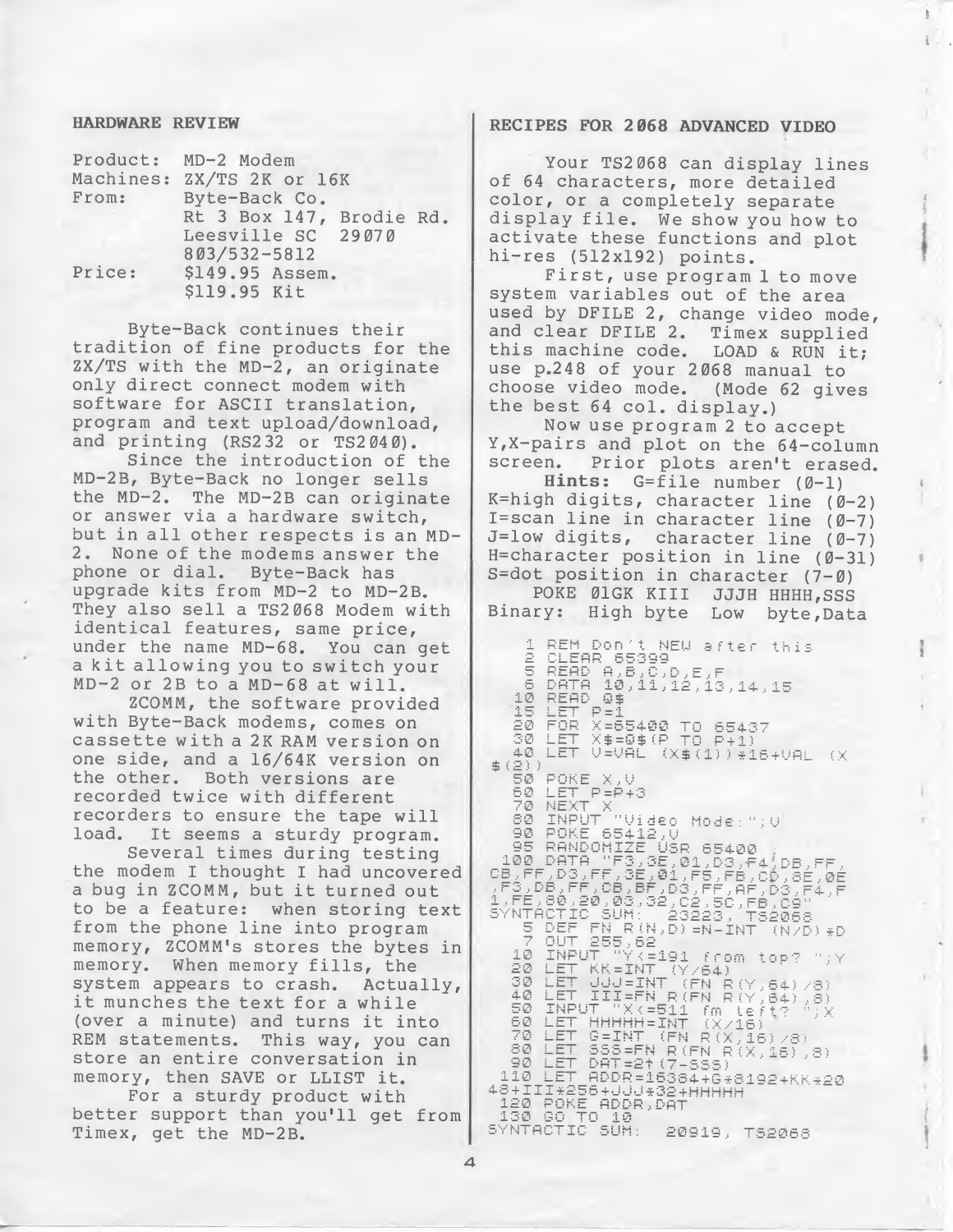## HARDWARE REVIEW

Product: MD-2 Modem
Machines: ZX/TS 2K or 16K
From: Byte-Back Co.
Rt 3 Box 147, Brodie Rd.
Leesville SC 29070
803/532-5812
Price: $149.95 Assem.
$119.95 Kit

Byte-Back continues their tradition of fine products for the ZX/TS with the MD-2, an originate only direct connect modem with software for ASCII translation, program and text upload/download, and printing (RS232 or TS2040).

Since the introduction of the MD-2B, Byte-Back no longer sells the MD-2. The MD-2B can originate or answer via a hardware switch, but in all other respects is an MD-2. None of the modems answer the phone or dial. Byte-Back has upgrade kits from MD-2 to MD-2B. They also sell a TS2068 Modem with identical features, same price, under the name MD-68. You can get a kit allowing you to switch your MD-2 or 2B to a MD-68 at will.

ZCOMM, the software provided with Byte-Back modems, comes on cassette with a 2K RAM version on one side, and a 16/64K version on the other. Both versions are recorded twice with different recorders to ensure the tape will load. It seems a sturdy program.

Several times during testing the modem I thought I had uncovered a bug in ZCOMM, but it turned out to be a feature: when storing text from the phone line into program memory, ZCOMM's stores the bytes in memory. When memory fills, the system appears to crash. Actually, it munches the text for a while (over a minute) and turns it into REM statements. This way, you can store an entire conversation in memory, then SAVE or LLIST it.

For a sturdy product with better support than you'll get from Timex, get the MD-2B.

## RECIPES FOR 2068 ADVANCED VIDEO

Your TS2068 can display lines of 64 characters, more detailed color, or a completely separate display file. We show you how to activate these functions and plot hi-res (512x192) points.

First, use program 1 to move system variables out of the area used by DFILE 2, change video mode, and clear DFILE 2. Timex supplied this machine code. LOAD & RUN it; use p.248 of your 2068 manual to choose video mode. (Mode 62 gives the best 64 col. display.)

Now use program 2 to accept Y,X-pairs and plot on the 64-column screen. Prior plots aren't erased.

**Hints:** G=file number (0-1)
K=high digits, character line (0-2)
I=scan line in character line (0-7)
J=low digits, character line (0-7)
H=character position in line (0-31)
S=dot position in character (7-0)

POKE 01GK KIII JJJH HHHH,SSS
Binary: High byte Low byte,Data

```
   1 REM Don't NEW after this
   2 CLEAR 65399
   5 READ A,B,C,D,E,F
   6 DATA 10,11,12,13,14,15
  10 READ Q$
  15 LET P=1
  20 FOR X=65400 TO 65437
  30 LET X$=Q$(P TO P+1)
  40 LET V=VAL (X$(1))*16+VAL (X
$(2))
  50 POKE X,V
  60 LET P=P+3
  70 NEXT X
  80 INPUT "Video Mode:";V
  90 POKE 65412,V
  95 RANDOMIZE USR 65400
 100 DATA "F3,3E,01,D3,F4,DB,FF,
CB,FF,D3,FF,3E,01,F5,FB,CD,8E,0E
,F3,DB,FF,CB,BF,D3,FF,AF,D3,F4,F
1,FE,80,20,03,32,C2,5C,FB,C9"
SYNTACTIC SUM:  23223, TS2068
   5 DEF FN R(N,D)=N-INT (N/D)*D
   7 OUT 255,62
  10 INPUT "Y<=191 from top? ";Y
  20 LET KK=INT (Y/64)
  30 LET JJJ=INT (FN R(Y,64)/8)
  40 LET III=FN R(FN R(Y,64),8)
  50 INPUT "X<=511 fm left? ";X
  60 LET HHHHH=INT (X/16)
  70 LET G=INT (FN R(X,16)/8)
  80 LET SSS=FN R(FN R(X,16),8)
  90 LET DAT=2↑(7-SSS)
 110 LET ADDR=16384+G*8192+KK*20
48+III*256+JJJ*32+HHHHH
 120 POKE ADDR,DAT
 130 GO TO 10
SYNTACTIC SUM:  20919, TS2068
```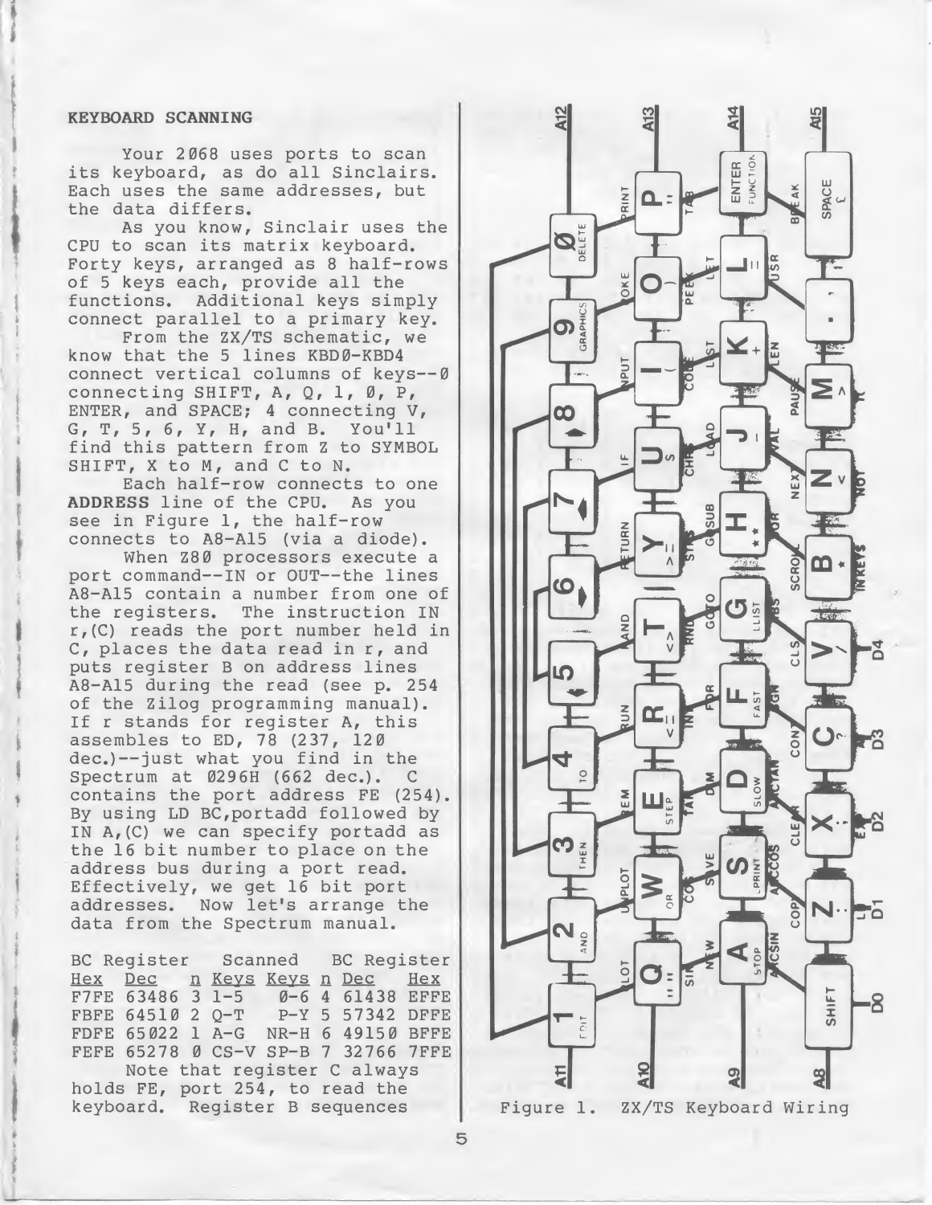## KEYBOARD SCANNING

Your 2068 uses ports to scan its keyboard, as do all Sinclairs. Each uses the same addresses, but the data differs.

As you know, Sinclair uses the CPU to scan its matrix keyboard. Forty keys, arranged as 8 half-rows of 5 keys each, provide all the functions. Additional keys simply connect parallel to a primary key.

From the ZX/TS schematic, we know that the 5 lines KBD0-KBD4 connect vertical columns of keys--0 connecting SHIFT, A, Q, 1, 0, P, ENTER, and SPACE; 4 connecting V, G, T, 5, 6, Y, H, and B. You'll find this pattern from Z to SYMBOL SHIFT, X to M, and C to N.

Each half-row connects to one **ADDRESS** line of the CPU. As you see in Figure 1, the half-row connects to A8-A15 (via a diode).

When Z80 processors execute a port command--IN or OUT--the lines A8-A15 contain a number from one of the registers. The instruction IN r,(C) reads the port number held in C, places the data read in r, and puts register B on address lines A8-A15 during the read (see p. 254 of the Zilog programming manual). If r stands for register A, this assembles to ED, 78 (237, 120 dec.)--just what you find in the Spectrum at 0296H (662 dec.). C contains the port address FE (254). By using LD BC,portadd followed by IN A,(C) we can specify portadd as the 16 bit number to place on the address bus during a port read. Effectively, we get 16 bit port addresses. Now let's arrange the data from the Spectrum manual.

| BC Register Hex | Dec | n | Scanned Keys | Keys | n | BC Register Dec | Hex |
|---|---|---|---|---|---|---|---|
| F7FE | 63486 | 3 | 1-5 | 0-6 | 4 | 61438 | EFFE |
| FBFE | 64510 | 2 | Q-T | P-Y | 5 | 57342 | DFFE |
| FDFE | 65022 | 1 | A-G | NR-H | 6 | 49150 | BFFE |
| FEFE | 65278 | 0 | CS-V | SP-B | 7 | 32766 | 7FFE |

Note that register C always holds FE, port 254, to read the keyboard. Register B sequences

Figure 1. ZX/TS Keyboard Wiring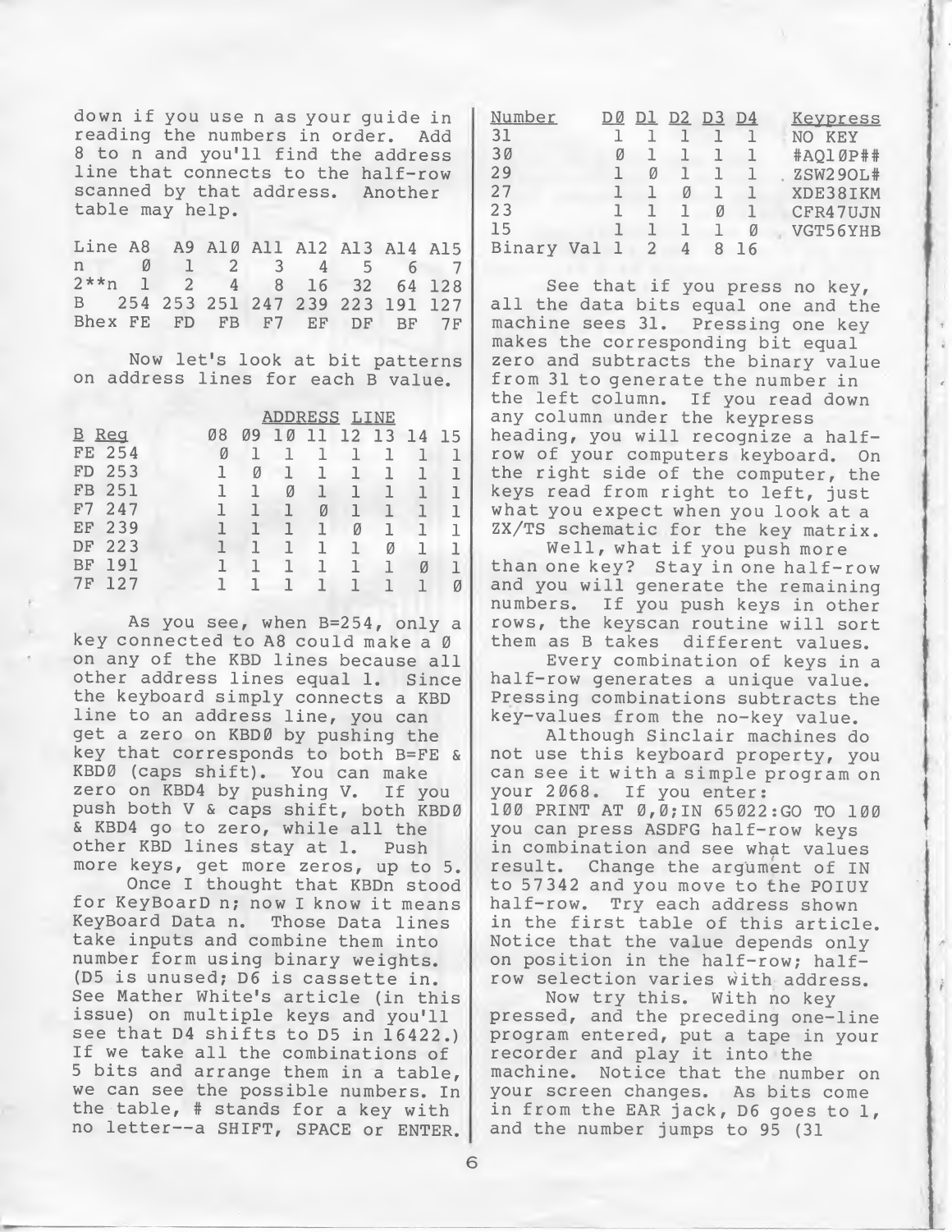down if you use n as your guide in reading the numbers in order. Add 8 to n and you'll find the address line that connects to the half-row scanned by that address. Another table may help.

| Line | A8 | A9 | A1Ø | A11 | A12 | A13 | A14 | A15 |
|---|---|---|---|---|---|---|---|---|
| n | Ø | 1 | 2 | 3 | 4 | 5 | 6 | 7 |
| 2**n | 1 | 2 | 4 | 8 | 16 | 32 | 64 | 128 |
| B | 254 | 253 | 251 | 247 | 239 | 223 | 191 | 127 |
| Bhex | FE | FD | FB | F7 | EF | DF | BF | 7F |

Now let's look at bit patterns on address lines for each B value.

| B Reg | | ADDRESS LINE | | | | | | | |
|---|---|---|---|---|---|---|---|---|---|
| | | Ø8 | Ø9 | 1Ø | 11 | 12 | 13 | 14 | 15 |
| FE | 254 | Ø | 1 | 1 | 1 | 1 | 1 | 1 | 1 |
| FD | 253 | 1 | Ø | 1 | 1 | 1 | 1 | 1 | 1 |
| FB | 251 | 1 | 1 | Ø | 1 | 1 | 1 | 1 | 1 |
| F7 | 247 | 1 | 1 | 1 | Ø | 1 | 1 | 1 | 1 |
| EF | 239 | 1 | 1 | 1 | 1 | Ø | 1 | 1 | 1 |
| DF | 223 | 1 | 1 | 1 | 1 | 1 | Ø | 1 | 1 |
| BF | 191 | 1 | 1 | 1 | 1 | 1 | 1 | Ø | 1 |
| 7F | 127 | 1 | 1 | 1 | 1 | 1 | 1 | 1 | Ø |

As you see, when B=254, only a key connected to A8 could make a Ø on any of the KBD lines because all other address lines equal 1. Since the keyboard simply connects a KBD line to an address line, you can get a zero on KBDØ by pushing the key that corresponds to both B=FE & KBDØ (caps shift). You can make zero on KBD4 by pushing V. If you push both V & caps shift, both KBDØ & KBD4 go to zero, while all the other KBD lines stay at 1. Push more keys, get more zeros, up to 5.

Once I thought that KBDn stood for KeyBoarD n; now I know it means KeyBoard Data n. Those Data lines take inputs and combine them into number form using binary weights. (D5 is unused; D6 is cassette in. See Mather White's article (in this issue) on multiple keys and you'll see that D4 shifts to D5 in 16422.) If we take all the combinations of 5 bits and arrange them in a table, we can see the possible numbers. In the table, # stands for a key with no letter--a SHIFT, SPACE or ENTER.

| Number | DØ | D1 | D2 | D3 | D4 | Keypress |
|---|---|---|---|---|---|---|
| 31 | 1 | 1 | 1 | 1 | 1 | NO KEY |
| 3Ø | Ø | 1 | 1 | 1 | 1 | #AQ1ØP## |
| 29 | 1 | Ø | 1 | 1 | 1 | ZSW29OL# |
| 27 | 1 | 1 | Ø | 1 | 1 | XDE38IKM |
| 23 | 1 | 1 | 1 | Ø | 1 | CFR47UJN |
| 15 | 1 | 1 | 1 | 1 | Ø | VGT56YHB |
| Binary Val | 1 | 2 | 4 | 8 | 16 | |

See that if you press no key, all the data bits equal one and the machine sees 31. Pressing one key makes the corresponding bit equal zero and subtracts the binary value from 31 to generate the number in the left column. If you read down any column under the keypress heading, you will recognize a half-row of your computers keyboard. On the right side of the computer, the keys read from right to left, just what you expect when you look at a ZX/TS schematic for the key matrix.

Well, what if you push more than one key? Stay in one half-row and you will generate the remaining numbers. If you push keys in other rows, the keyscan routine will sort them as B takes different values.

Every combination of keys in a half-row generates a unique value. Pressing combinations subtracts the key-values from the no-key value.

Although Sinclair machines do not use this keyboard property, you can see it with a simple program on your 2Ø68. If you enter:
1ØØ PRINT AT Ø,Ø;IN 65Ø22:GO TO 1ØØ
you can press ASDFG half-row keys in combination and see what values result. Change the argument of IN to 57342 and you move to the POIUY half-row. Try each address shown in the first table of this article. Notice that the value depends only on position in the half-row; half-row selection varies with address.

Now try this. With no key pressed, and the preceding one-line program entered, put a tape in your recorder and play it into the machine. Notice that the number on your screen changes. As bits come in from the EAR jack, D6 goes to 1, and the number jumps to 95 (31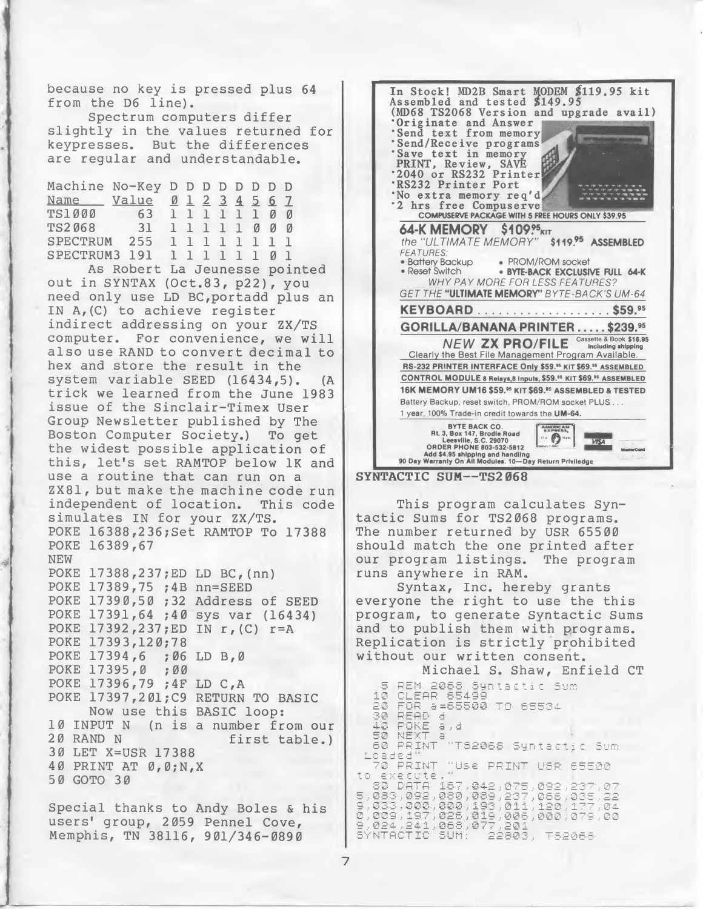because no key is pressed plus 64 from the D6 line).

Spectrum computers differ slightly in the values returned for keypresses. But the differences are regular and understandable.

| Machine Name | No-Key Value | D0 | D1 | D2 | D3 | D4 | D5 | D6 | D7 |
|---|---|---|---|---|---|---|---|---|---|
| TS1000 | 63 | 1 | 1 | 1 | 1 | 1 | 1 | 0 | 0 |
| TS2068 | 31 | 1 | 1 | 1 | 1 | 1 | 0 | 0 | 0 |
| SPECTRUM | 255 | 1 | 1 | 1 | 1 | 1 | 1 | 1 | 1 |
| SPECTRUM3 | 191 | 1 | 1 | 1 | 1 | 1 | 1 | 0 | 1 |

As Robert La Jeunesse pointed out in SYNTAX (Oct.83, p22), you need only use LD BC,portadd plus an IN A,(C) to achieve register indirect addressing on your ZX/TS computer. For convenience, we will also use RAND to convert decimal to hex and store the result in the system variable SEED (16434,5). (A trick we learned from the June 1983 issue of the Sinclair-Timex User Group Newsletter published by The Boston Computer Society.) To get the widest possible application of this, let's set RAMTOP below 1K and use a routine that can run on a ZX81, but make the machine code run independent of location. This code simulates IN for your ZX/TS.

```
POKE 16388,236;Set RAMTOP To 17388
POKE 16389,67
NEW
POKE 17388,237;ED LD BC,(nn)
POKE 17389,75 ;4B nn=SEED
POKE 17390,50 ;32 Address of SEED
POKE 17391,64 ;40 sys var (16434)
POKE 17392,237;ED IN r,(C) r=A
POKE 17393,120;78
POKE 17394,6  ;06 LD B,0
POKE 17395,0  ;00
POKE 17396,79 ;4F LD C,A
POKE 17397,201;C9 RETURN TO BASIC
```

Now use this BASIC loop:

```
10 INPUT N  (n is a number from our
20 RAND N              first table.)
30 LET X=USR 17388
40 PRINT AT 0,0;N,X
50 GOTO 30
```

Special thanks to Andy Boles & his users' group, 2059 Pennel Cove, Memphis, TN 38116, 901/346-0890

---

In Stock! MD2B Smart MODEM $119.95 kit
Assembled and tested $149.95
(MD68 TS2068 Version and upgrade avail)

- Originate and Answer
- Send text from memory
- Send/Receive programs
- Save text in memory PRINT, Review, SAVE
- 2040 or RS232 Printer
- RS232 Printer Port
- No extra memory req'd
- 2 hrs free Compuserve

COMPUSERVE PACKAGE WITH 5 FREE HOURS ONLY $39.95

**64-K MEMORY $109.95 KIT**
the "ULTIMATE MEMORY" $119.95 ASSEMBLED
FEATURES:
- Battery Backup
- PROM/ROM socket
- Reset Switch
- BYTE-BACK EXCLUSIVE FULL 64-K

WHY PAY MORE FOR LESS FEATURES?
GET THE "ULTIMATE MEMORY" BYTE-BACK'S UM-64

**KEYBOARD .................. $59.95**

**GORILLA/BANANA PRINTER ..... $239.95**

**NEW ZX PRO/FILE** Cassette & Book $16.95 Including shipping
Clearly the Best File Management Program Available.

RS-232 PRINTER INTERFACE Only $59.95 KIT $69.95 ASSEMBLED

CONTROL MODULE 8 Relays,8 Inputs, $59.95 KIT $69.95 ASSEMBLED

16K MEMORY UM16 $59.95 KIT $69.95 ASSEMBLED & TESTED
Battery Backup, reset switch, PROM/ROM socket PLUS . . .
1 year, 100% Trade-in credit towards the UM-64.

BYTE BACK CO.
Rt. 3, Box 147, Brodie Road
Leesville, S.C. 29070
ORDER PHONE 803-532-5812
Add $4.95 shipping and handling
90 Day Warranty On All Modules. 10—Day Return Priviledge

---

## SYNTACTIC SUM--TS2068

This program calculates Syntactic Sums for TS2068 programs. The number returned by USR 65500 should match the one printed after our program listings. The program runs anywhere in RAM.

Syntax, Inc. hereby grants everyone the right to use the this program, to generate Syntactic Sums and to publish them with programs. Replication is strictly prohibited without our written consent.

Michael S. Shaw, Enfield CT

```
  5 REM 2068 Syntactic Sum
 10 CLEAR 65499
 20 FOR a=65500 TO 65534
 30 READ d
 40 POKE a,d
 50 NEXT a
 60 PRINT "TS2068 Syntactic Sum
 Loaded"
 70 PRINT "Use PRINT USR 65500
to execute."
 80 DATA 167,042,075,092,237,07
5,083,092,080,089,237,066,035,22
9,033,000,000,193,011,120,177,04
0,009,197,026,019,006,000,079,00
9,024,241,068,077,201
SYNTACTIC SUM:  22803, TS2068
```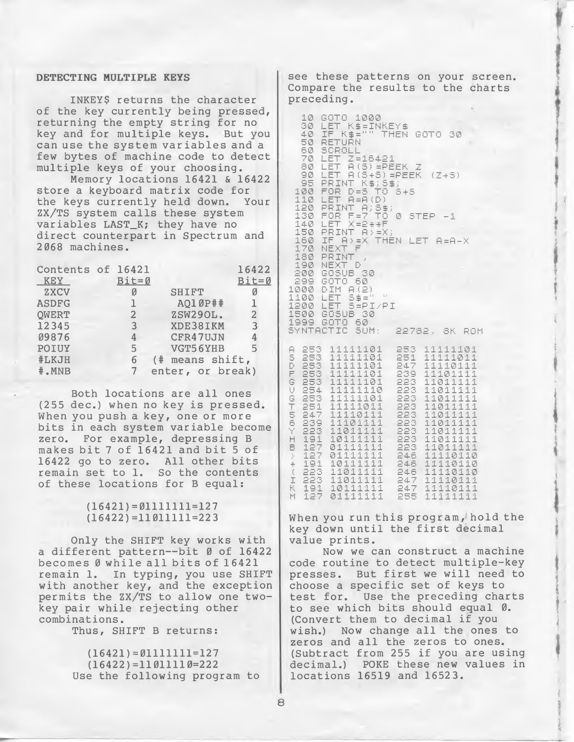### DETECTING MULTIPLE KEYS

INKEY$ returns the character of the key currently being pressed, returning the empty string for no key and for multiple keys. But you can use the system variables and a few bytes of machine code to detect multiple keys of your choosing.

Memory locations 16421 & 16422 store a keyboard matrix code for the keys currently held down. Your ZX/TS system calls these system variables LAST_K; they have no direct counterpart in Spectrum and 2068 machines.

| Contents of KEY | 16421 Bit=Ø | | 16422 Bit=Ø |
|---|---|---|---|
| ZXCV | Ø | SHIFT | Ø |
| ASDFG | 1 | AQ1ØP## | 1 |
| QWERT | 2 | ZSW29OL. | 2 |
| 12345 | 3 | XDE38IKM | 3 |
| Ø9876 | 4 | CFR47UJN | 4 |
| POIUY | 5 | VGT56YHB | 5 |
| #LKJH | 6 | (# means shift, | |
| #.MNB | 7 | enter, or break) | |

Both locations are all ones (255 dec.) when no key is pressed. When you push a key, one or more bits in each system variable become zero. For example, depressing B makes bit 7 of 16421 and bit 5 of 16422 go to zero. All other bits remain set to 1. So the contents of these locations for B equal:

(16421)=Ø1111111=127
(16422)=11Ø11111=223

Only the SHIFT key works with a different pattern--bit Ø of 16422 becomes Ø while all bits of 16421 remain 1. In typing, you use SHIFT with another key, and the exception permits the ZX/TS to allow one two-key pair while rejecting other combinations.

Thus, SHIFT B returns:

(16421)=Ø1111111=127
(16422)=11Ø1111Ø=222

Use the following program to see these patterns on your screen. Compare the results to the charts preceding.

```
  10 GOTO 1000
  30 LET K$=INKEY$
  40 IF K$="" THEN GOTO 30
  50 RETURN
  60 SCROLL
  70 LET Z=16421
  80 LET A(S)=PEEK Z
  90 LET A(S+S)=PEEK (Z+S)
  95 PRINT K$;S$;
 100 FOR D=S TO S+S
 110 LET A=A(D)
 120 PRINT A;S$;
 130 FOR F=7 TO 0 STEP -1
 140 LET X=2**F
 150 PRINT A>=X;
 160 IF A>=X THEN LET A=A-X
 170 NEXT F
 180 PRINT ,
 190 NEXT D
 200 GOSUB 30
 299 GOTO 60
1000 DIM A(2)
1100 LET S$=" "
1200 LET S=PI/PI
1500 GOSUB 30
1999 GOTO 60
SYNTACTIC SUM:  22782, 8K ROM
```

```
A 253 11111101  253 11111101
S 253 11111101  251 11111011
D 253 11111101  247 11110111
F 253 11111101  239 11101111
G 253 11111101  223 11011111
V 254 11111110  223 11011111
G 253 11111101  223 11011111
T 251 11111011  223 11011111
5 247 11110111  223 11011111
6 239 11101111  223 11011111
Y 223 11011111  223 11011111
H 191 10111111  223 11011111
B 127 01111111  223 11011111
> 127 01111111  246 11110110
+ 191 10111111  246 11110110
( 223 11011111  246 11110110
I 223 11011111  247 11110111
K 191 10111111  247 11110111
M 127 01111111  255 11111111
```

When you run this program, hold the key down until the first decimal value prints.

Now we can construct a machine code routine to detect multiple-key presses. But first we will need to choose a specific set of keys to test for. Use the preceding charts to see which bits should equal Ø. (Convert them to decimal if you wish.) Now change all the ones to zeros and all the zeros to ones. (Subtract from 255 if you are using decimal.) POKE these new values in locations 16519 and 16523.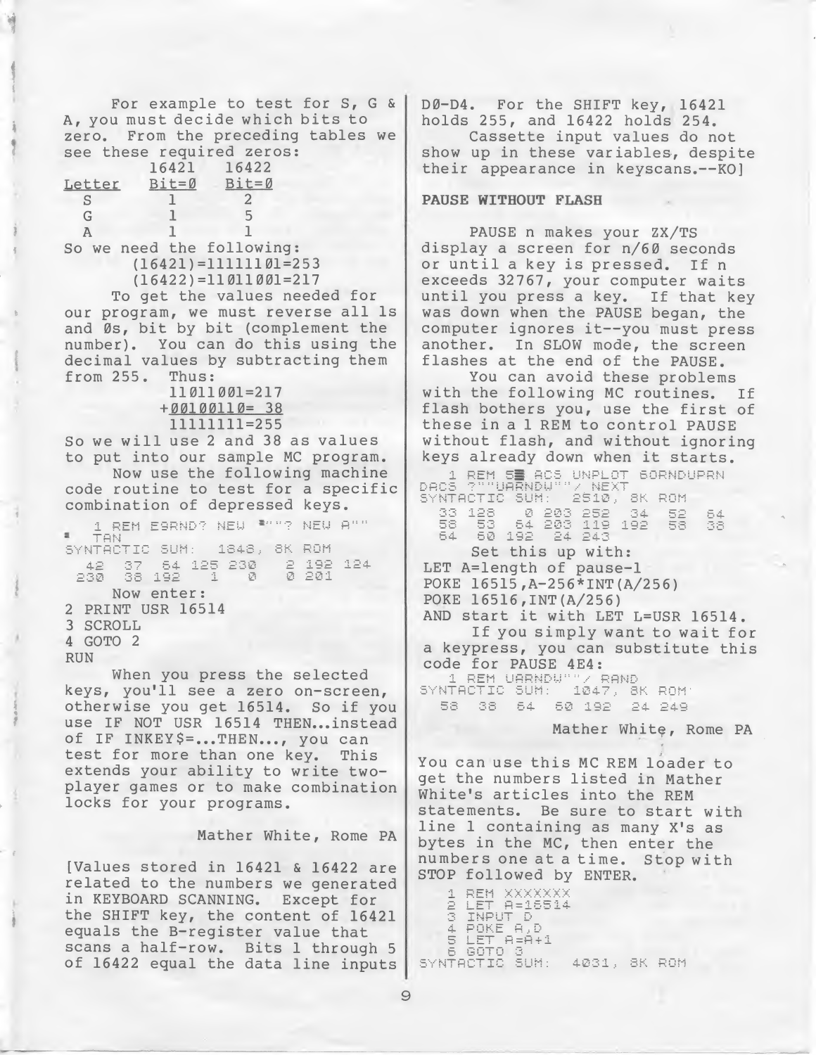For example to test for S, G & A, you must decide which bits to zero. From the preceding tables we see these required zeros:

| Letter | 16421 Bit=Ø | 16422 Bit=Ø |
|---|---|---|
| S | 1 | 2 |
| G | 1 | 5 |
| A | 1 | 1 |

So we need the following:

(16421)=111111Ø1=253
(16422)=11Ø11ØØ1=217

To get the values needed for our program, we must reverse all 1s and Øs, bit by bit (complement the number). You can do this using the decimal values by subtracting them from 255. Thus:

```
 11Ø11ØØ1=217
+ØØ1ØØ11Ø= 38
 11111111=255
```

So we will use 2 and 38 as values to put into our sample MC program.

Now use the following machine code routine to test for a specific combination of depressed keys.

```
  1 REM E9RND? NEW ▘""? NEW A""
▘ TAN
SYNTACTIC SUM:  1848, 8K ROM
  42  37  64 125 230   2 192 124
 230  38 192   1   Ø   Ø 201
```

Now enter:

```
2 PRINT USR 16514
3 SCROLL
4 GOTO 2
RUN
```

When you press the selected keys, you'll see a zero on-screen, otherwise you get 16514. So if you use IF NOT USR 16514 THEN...instead of IF INKEY$=...THEN..., you can test for more than one key. This extends your ability to write two-player games or to make combination locks for your programs.

Mather White, Rome PA

[Values stored in 16421 & 16422 are related to the numbers we generated in KEYBOARD SCANNING. Except for the SHIFT key, the content of 16421 equals the B-register value that scans a half-row. Bits 1 through 5 of 16422 equal the data line inputs DØ-D4. For the SHIFT key, 16421 holds 255, and 16422 holds 254.

Cassette input values do not show up in these variables, despite their appearance in keyscans.--KO]

**PAUSE WITHOUT FLASH**

PAUSE n makes your ZX/TS display a screen for n/60 seconds or until a key is pressed. If n exceeds 32767, your computer waits until you press a key. If that key was down when the PAUSE began, the computer ignores it--you must press another. In SLOW mode, the screen flashes at the end of the PAUSE.

You can avoid these problems with the following MC routines. If flash bothers you, use the first of these in a 1 REM to control PAUSE without flash, and without ignoring keys already down when it starts.

```
  1 REM 5▌ ACS UNPLOT 6ORNDUPRN
DAC5 ?""UARNDW""/ NEXT
SYNTACTIC SUM:  251Ø, 8K ROM
  33 128   Ø 2Ø3 252  34  52  64
  58  53  64 2Ø3 119 192  58  38
  64  6Ø 192  24 243
```

Set this up with:

```
LET A=length of pause-1
POKE 16515,A-256*INT(A/256)
POKE 16516,INT(A/256)
```

AND start it with LET L=USR 16514.

If you simply want to wait for a keypress, you can substitute this code for PAUSE 4E4:

```
  1 REM UARNDW""/ RAND
SYNTACTIC SUM:  1Ø47, 8K ROM
  58  38  64  6Ø 192  24 249
```

Mather White, Rome PA

You can use this MC REM loader to get the numbers listed in Mather White's articles into the REM statements. Be sure to start with line 1 containing as many X's as bytes in the MC, then enter the numbers one at a time. Stop with STOP followed by ENTER.

```
  1 REM XXXXXXX
  2 LET A=16514
  3 INPUT D
  4 POKE A,D
  5 LET A=A+1
  6 GOTO 3
SYNTACTIC SUM:  4Ø31, 8K ROM
```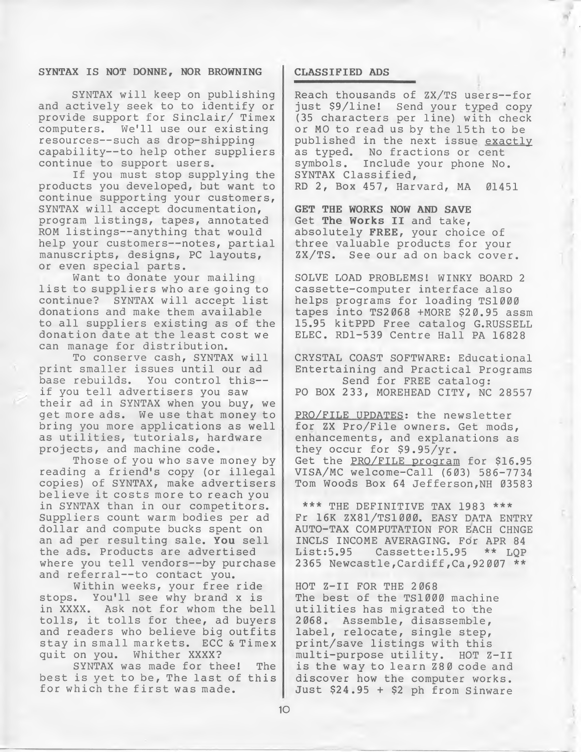## SYNTAX IS NOT DONNE, NOR BROWNING

SYNTAX will keep on publishing and actively seek to to identify or provide support for Sinclair/ Timex computers. We'll use our existing resources--such as drop-shipping capability--to help other suppliers continue to support users.

If you must stop supplying the products you developed, but want to continue supporting your customers, SYNTAX will accept documentation, program listings, tapes, annotated ROM listings--anything that would help your customers--notes, partial manuscripts, designs, PC layouts, or even special parts.

Want to donate your mailing list to suppliers who are going to continue? SYNTAX will accept list donations and make them available to all suppliers existing as of the donation date at the least cost we can manage for distribution.

To conserve cash, SYNTAX will print smaller issues until our ad base rebuilds. You control this--if you tell advertisers you saw their ad in SYNTAX when you buy, we get more ads. We use that money to bring you more applications as well as utilities, tutorials, hardware projects, and machine code.

Those of you who save money by reading a friend's copy (or illegal copies) of SYNTAX, make advertisers believe it costs more to reach you in SYNTAX than in our competitors. Suppliers count warm bodies per ad dollar and compute bucks spent on an ad per resulting sale. **You** sell the ads. Products are advertised where you tell vendors--by purchase and referral--to contact you.

Within weeks, your free ride stops. You'll see why brand x is in XXXX. Ask not for whom the bell tolls, it tolls for thee, ad buyers and readers who believe big outfits stay in small markets. ECC & Timex quit on you. Whither XXXX?

SYNTAX was made for thee! The best is yet to be, The last of this for which the first was made.

## CLASSIFIED ADS

Reach thousands of ZX/TS users--for just $9/line! Send your typed copy (35 characters per line) with check or MO to read us by the 15th to be published in the next issue exactly as typed. No fractions or cent symbols. Include your phone No.
SYNTAX Classified,
RD 2, Box 457, Harvard, MA 01451

**GET THE WORKS NOW AND SAVE**
Get **The Works II** and take, absolutely **FREE**, your choice of three valuable products for your ZX/TS. See our ad on back cover.

SOLVE LOAD PROBLEMS! WINKY BOARD 2 cassette-computer interface also helps programs for loading TS1000 tapes into TS2068 +MORE $20.95 assm 15.95 kitPPD Free catalog G.RUSSELL ELEC. RD1-539 Centre Hall PA 16828

CRYSTAL COAST SOFTWARE: Educational Entertaining and Practical Programs
Send for FREE catalog:
PO BOX 233, MOREHEAD CITY, NC 28557

PRO/FILE UPDATES: the newsletter for ZX Pro/File owners. Get mods, enhancements, and explanations as they occur for $9.95/yr.
Get the PRO/FILE program for $16.95
VISA/MC welcome-Call (603) 586-7734
Tom Woods Box 64 Jefferson,NH 03583

*** THE DEFINITIVE TAX 1983 ***
Fr 16K ZX81/TS1000. EASY DATA ENTRY AUTO-TAX COMPUTATION FOR EACH CHNGE INCLS INCOME AVERAGING. For APR 84
List:5.95 Cassette:15.95 ** LQP 2365 Newcastle,Cardiff,Ca,92007 **

HOT Z-II FOR THE 2068
The best of the TS1000 machine utilities has migrated to the 2068. Assemble, disassemble, label, relocate, single step, print/save listings with this multi-purpose utility. HOT Z-II is the way to learn Z80 code and discover how the computer works. Just $24.95 + $2 ph from Sinware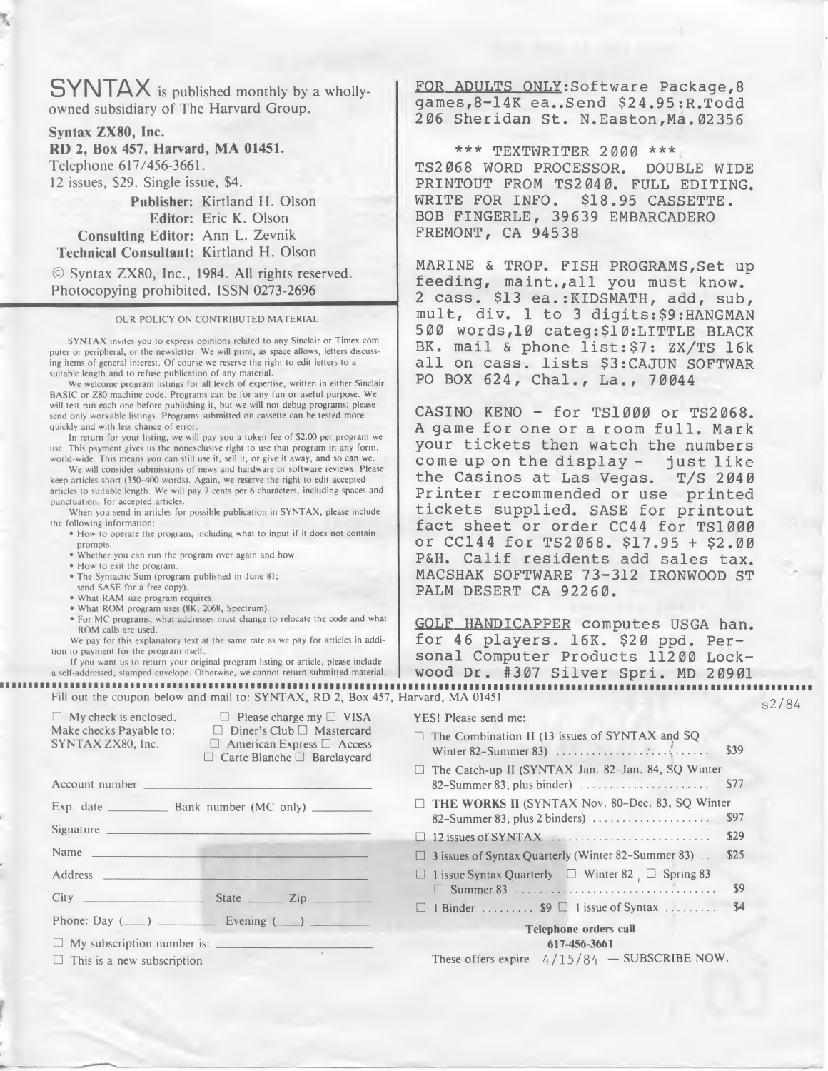**SYNTAX** is published monthly by a wholly-owned subsidiary of The Harvard Group.

**Syntax ZX80, Inc.**
**RD 2, Box 457, Harvard, MA 01451.**
Telephone 617/456-3661.
12 issues, $29. Single issue, $4.

**Publisher:** Kirtland H. Olson
**Editor:** Eric K. Olson
**Consulting Editor:** Ann L. Zevnik
**Technical Consultant:** Kirtland H. Olson

© Syntax ZX80, Inc., 1984. All rights reserved. Photocopying prohibited. ISSN 0273-2696

## OUR POLICY ON CONTRIBUTED MATERIAL

SYNTAX invites you to express opinions related to any Sinclair or Timex computer or peripheral, or the newsletter. We will print, as space allows, letters discussing items of general interest. Of course we reserve the right to edit letters to a suitable length and to refuse publication of any material.

We welcome program listings for all levels of expertise, written in either Sinclair BASIC or Z80 machine code. Programs can be for any fun or useful purpose. We will test run each one before publishing it, but we will not debug programs; please send only workable listings. Programs submitted on cassette can be tested more quickly and with less chance of error.

In return for your listing, we will pay you a token fee of $2.00 per program we use. This payment gives us the nonexclusive right to use that program in any form, world-wide. This means you can still use it, sell it, or give it away, and so can we.

We will consider submissions of news and hardware or software reviews. Please keep articles short (350–400 words). Again, we reserve the right to edit accepted articles to suitable length. We will pay 7 cents per 6 characters, including spaces and punctuation, for accepted articles.

When you send in articles for possible publication in SYNTAX, please include the following information:

- How to operate the program, including what to input if it does not contain prompts.
- Whether you can run the program over again and how.
- How to exit the program.
- The Syntactic Sum (program published in June 81; send SASE for a free copy).
- What RAM size program requires.
- What ROM program uses (8K, 2068, Spectrum).
- For MC programs, what addresses must change to relocate the code and what ROM calls are used.

We pay for this explanatory text at the same rate as we pay for articles in addition to payment for the program itself.

If you want us to return your original program listing or article, please include a self-addressed, stamped envelope. Otherwise, we cannot return submitted material.

---

FOR ADULTS ONLY:Software Package,8 games,8-14K ea..Send $24.95:R.Todd 206 Sheridan St. N.Easton,Ma.02356

\*\*\* TEXTWRITER 2000 \*\*\*
TS2068 WORD PROCESSOR. DOUBLE WIDE PRINTOUT FROM TS2040. FULL EDITING. WRITE FOR INFO. $18.95 CASSETTE. BOB FINGERLE, 39639 EMBARCADERO FREMONT, CA 94538

MARINE & TROP. FISH PROGRAMS,Set up feeding, maint.,all you must know. 2 cass. $13 ea.:KIDSMATH, add, sub, mult, div. 1 to 3 digits:$9:HANGMAN 500 words,10 categ:$10:LITTLE BLACK BK. mail & phone list:$7: ZX/TS 16k all on cass. lists $3:CAJUN SOFTWAR PO BOX 624, Chal., La., 70044

CASINO KENO - for TS1000 or TS2068. A game for one or a room full. Mark your tickets then watch the numbers come up on the display - just like the Casinos at Las Vegas. T/S 2040 Printer recommended or use printed tickets supplied. SASE for printout fact sheet or order CC44 for TS1000 or CC144 for TS2068. $17.95 + $2.00 P&H. Calif residents add sales tax. MACSHAK SOFTWARE 73-312 IRONWOOD ST PALM DESERT CA 92260.

GOLF HANDICAPPER computes USGA han. for 46 players. 16K. $20 ppd. Personal Computer Products 11200 Lockwood Dr. #307 Silver Spri. MD 20901

---

Fill out the coupon below and mail to: SYNTAX, RD 2, Box 457, Harvard, MA 01451

s2/84

☐ My check is enclosed. Make checks Payable to: SYNTAX ZX80, Inc.

☐ Please charge my ☐ VISA ☐ Diner's Club ☐ Mastercard ☐ American Express ☐ Access ☐ Carte Blanche ☐ Barclaycard

Account number ____________

Exp. date ________ Bank number (MC only) ________

Signature ____________

Name ____________

Address ____________

City ____________ State ______ Zip ________

Phone: Day (___) ________ Evening (___) ________

☐ My subscription number is: ____________

☐ This is a new subscription

YES! Please send me:

- ☐ The Combination II (13 issues of SYNTAX and SQ Winter 82–Summer 83) ........ $39
- ☐ The Catch-up II (SYNTAX Jan. 82–Jan. 84, SQ Winter 82–Summer 83, plus binder) ........ $77
- ☐ **THE WORKS II** (SYNTAX Nov. 80–Dec. 83, SQ Winter 82–Summer 83, plus 2 binders) ........ $97
- ☐ 12 issues of SYNTAX ........ $29
- ☐ 3 issues of Syntax Quarterly (Winter 82–Summer 83) .. $25
- ☐ 1 issue Syntax Quarterly ☐ Winter 82 ☐ Spring 83 ☐ Summer 83 ........ $9
- ☐ 1 Binder ........ $9 ☐ 1 issue of Syntax ........ $4

**Telephone orders call**
**617-456-3661**

These offers expire 4/15/84 — SUBSCRIBE NOW.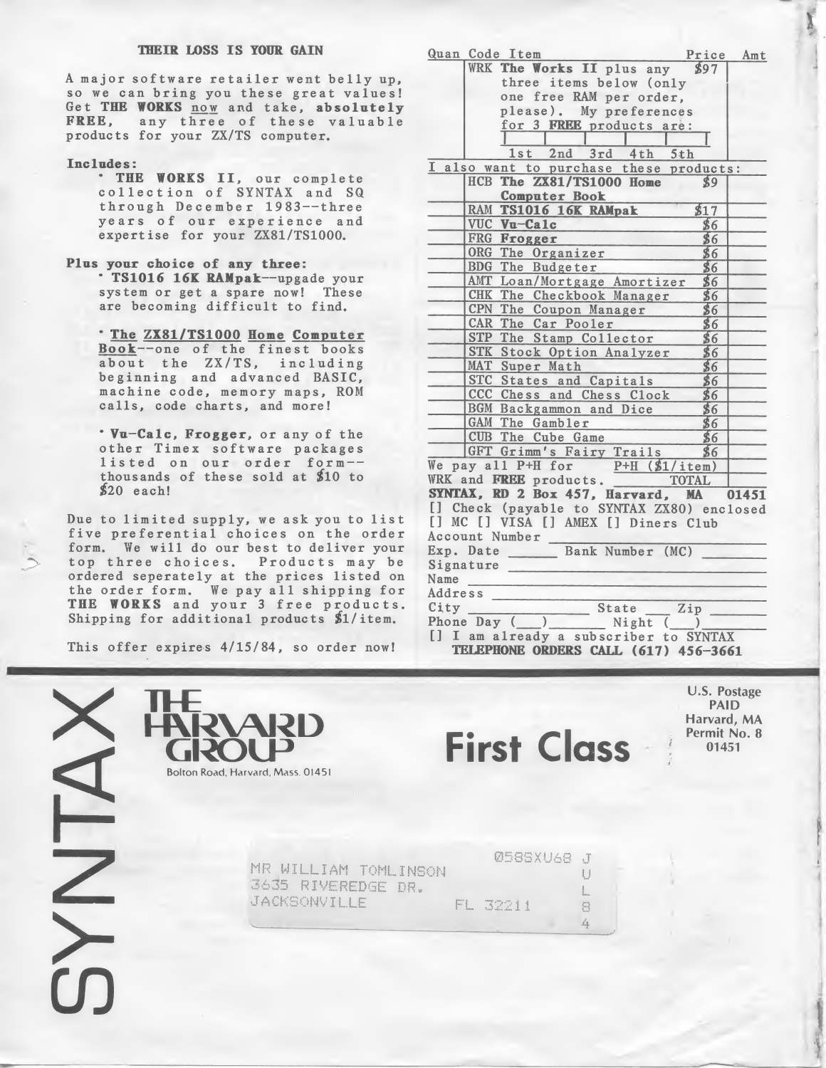## THEIR LOSS IS YOUR GAIN

A major software retailer went belly up, so we can bring you these great values! Get **THE WORKS** now and take, **absolutely FREE**, any three of these valuable products for your ZX/TS computer.

**Includes:**

- **THE WORKS II**, our complete collection of SYNTAX and SQ through December 1983--three years of our experience and expertise for your ZX81/TS1000.

**Plus your choice of any three:**

- **TS1016 16K RAMpak**--upgade your system or get a spare now! These are becoming difficult to find.

- **The ZX81/TS1000 Home Computer Book**--one of the finest books about the ZX/TS, including beginning and advanced BASIC, machine code, memory maps, ROM calls, code charts, and more!

- **Vu-Calc, Frogger,** or any of the other Timex software packages listed on our order form--thousands of these sold at $10 to $20 each!

Due to limited supply, we ask you to list five preferential choices on the order form. We will do our best to deliver your top three choices. Products may be ordered seperately at the prices listed on the order form. We pay all shipping for **THE WORKS** and your 3 free products. Shipping for additional products $1/item.

This offer expires 4/15/84, so order now!

| Quan | Code | Item | Price | Amt |
|---|---|---|---|---|
| | WRK | **The Works II** plus any three items below (only one free RAM per order, please). My preferences for 3 **FREE** products are: 1st 2nd 3rd 4th 5th | $97 | |
| | | I also want to purchase these products: | | |
| | HCB | **The ZX81/TS1000 Home Computer Book** | $9 | |
| | RAM | **TS1016 16K RAMpak** | $17 | |
| | VUC | **Vu-Calc** | $6 | |
| | FRG | **Frogger** | $6 | |
| | ORG | The Organizer | $6 | |
| | BDG | The Budgeter | $6 | |
| | AMT | Loan/Mortgage Amortizer | $6 | |
| | CHK | The Checkbook Manager | $6 | |
| | CPN | The Coupon Manager | $6 | |
| | CAR | The Car Pooler | $6 | |
| | STP | The Stamp Collector | $6 | |
| | STK | Stock Option Analyzer | $6 | |
| | MAT | Super Math | $6 | |
| | STC | States and Capitals | $6 | |
| | CCC | Chess and Chess Clock | $6 | |
| | BGM | Backgammon and Dice | $6 | |
| | GAM | The Gambler | $6 | |
| | CUB | The Cube Game | $6 | |
| | GFT | Grimm's Fairy Trails | $6 | |
| | | We pay all P+H for WRK and **FREE** products. | P+H ($1/item) | |
| | | | TOTAL | |

**SYNTAX, RD 2 Box 457, Harvard, MA 01451**

[] Check (payable to SYNTAX ZX80) enclosed
[] MC [] VISA [] AMEX [] Diners Club
Account Number ______
Exp. Date ______ Bank Number (MC) ______
Signature ______
Name ______
Address ______
City ______ State ___ Zip ______
Phone Day (___) ______ Night (___) ______
[] I am already a subscriber to SYNTAX

**TELEPHONE ORDERS CALL (617) 456-3661**

SYNTAX

THE HARVARD GROUP
Bolton Road, Harvard, Mass. 01451

**First Class**

U.S. Postage
PAID
Harvard, MA
Permit No. 8
01451

MR WILLIAM TOMLINSON 0585XU68 JUL84
3635 RIVEREDGE DR.
JACKSONVILLE FL 32211